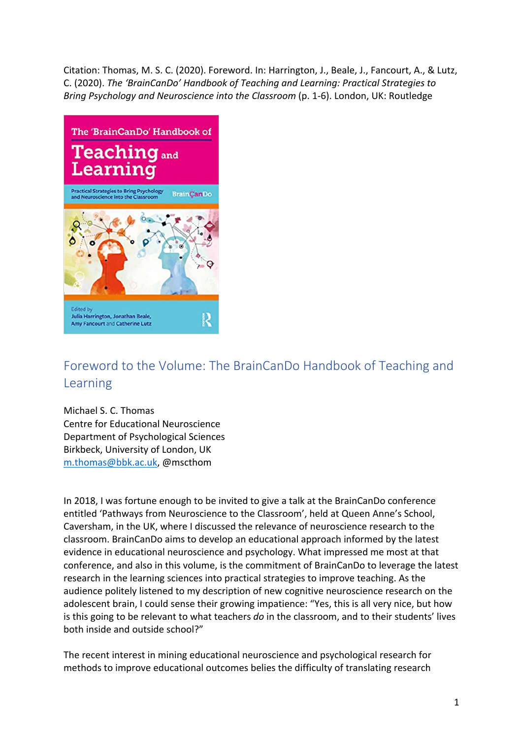Citation: Thomas, M. S. C. (2020). Foreword. In: Harrington, J., Beale, J., Fancourt, A., & Lutz, C. (2020). *The 'BrainCanDo' Handbook of Teaching and Learning: Practical Strategies to Bring Psychology and Neuroscience into the Classroom* (p. 1-6). London, UK: Routledge

## Foreword to the Volume: The BrainCanDo Handbook of Teaching and Learning

Michael S. C. Thomas
Centre for Educational Neuroscience
Department of Psychological Sciences
Birkbeck, University of London, UK
m.thomas@bbk.ac.uk, @mscthom

In 2018, I was fortunate enough to be invited to give a talk at the BrainCanDo conference entitled 'Pathways from Neuroscience to the Classroom', held at Queen Anne's School, Caversham, in the UK, where I discussed the relevance of neuroscience research to the classroom. BrainCanDo aims to develop an educational approach informed by the latest evidence in educational neuroscience and psychology. What impressed me most at that conference, and also in this volume, is the commitment of BrainCanDo to leverage the latest research in the learning sciences into practical strategies to improve teaching. As the audience politely listened to my description of new cognitive neuroscience research on the adolescent brain, I could sense their growing impatience: "Yes, this is all very nice, but how is this going to be relevant to what teachers *do* in the classroom, and to their students' lives both inside and outside school?"

The recent interest in mining educational neuroscience and psychological research for methods to improve educational outcomes belies the difficulty of translating research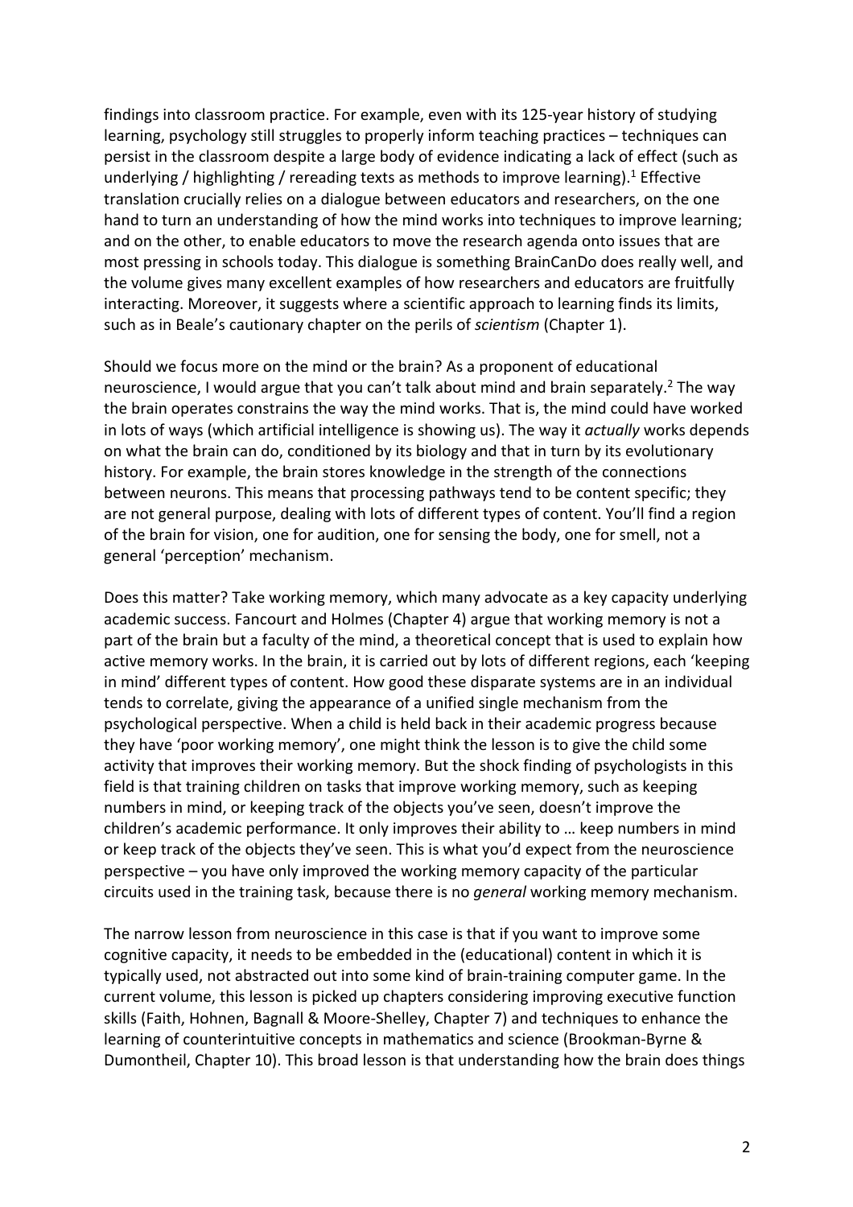findings into classroom practice. For example, even with its 125-year history of studying learning, psychology still struggles to properly inform teaching practices – techniques can persist in the classroom despite a large body of evidence indicating a lack of effect (such as underlying / highlighting / rereading texts as methods to improve learning).[1] Effective translation crucially relies on a dialogue between educators and researchers, on the one hand to turn an understanding of how the mind works into techniques to improve learning; and on the other, to enable educators to move the research agenda onto issues that are most pressing in schools today. This dialogue is something BrainCanDo does really well, and the volume gives many excellent examples of how researchers and educators are fruitfully interacting. Moreover, it suggests where a scientific approach to learning finds its limits, such as in Beale's cautionary chapter on the perils of *scientism* (Chapter 1).

Should we focus more on the mind or the brain? As a proponent of educational neuroscience, I would argue that you can't talk about mind and brain separately.[2] The way the brain operates constrains the way the mind works. That is, the mind could have worked in lots of ways (which artificial intelligence is showing us). The way it *actually* works depends on what the brain can do, conditioned by its biology and that in turn by its evolutionary history. For example, the brain stores knowledge in the strength of the connections between neurons. This means that processing pathways tend to be content specific; they are not general purpose, dealing with lots of different types of content. You'll find a region of the brain for vision, one for audition, one for sensing the body, one for smell, not a general 'perception' mechanism.

Does this matter? Take working memory, which many advocate as a key capacity underlying academic success. Fancourt and Holmes (Chapter 4) argue that working memory is not a part of the brain but a faculty of the mind, a theoretical concept that is used to explain how active memory works. In the brain, it is carried out by lots of different regions, each 'keeping in mind' different types of content. How good these disparate systems are in an individual tends to correlate, giving the appearance of a unified single mechanism from the psychological perspective. When a child is held back in their academic progress because they have 'poor working memory', one might think the lesson is to give the child some activity that improves their working memory. But the shock finding of psychologists in this field is that training children on tasks that improve working memory, such as keeping numbers in mind, or keeping track of the objects you've seen, doesn't improve the children's academic performance. It only improves their ability to … keep numbers in mind or keep track of the objects they've seen. This is what you'd expect from the neuroscience perspective – you have only improved the working memory capacity of the particular circuits used in the training task, because there is no *general* working memory mechanism.

The narrow lesson from neuroscience in this case is that if you want to improve some cognitive capacity, it needs to be embedded in the (educational) content in which it is typically used, not abstracted out into some kind of brain-training computer game. In the current volume, this lesson is picked up chapters considering improving executive function skills (Faith, Hohnen, Bagnall & Moore-Shelley, Chapter 7) and techniques to enhance the learning of counterintuitive concepts in mathematics and science (Brookman-Byrne & Dumontheil, Chapter 10). This broad lesson is that understanding how the brain does things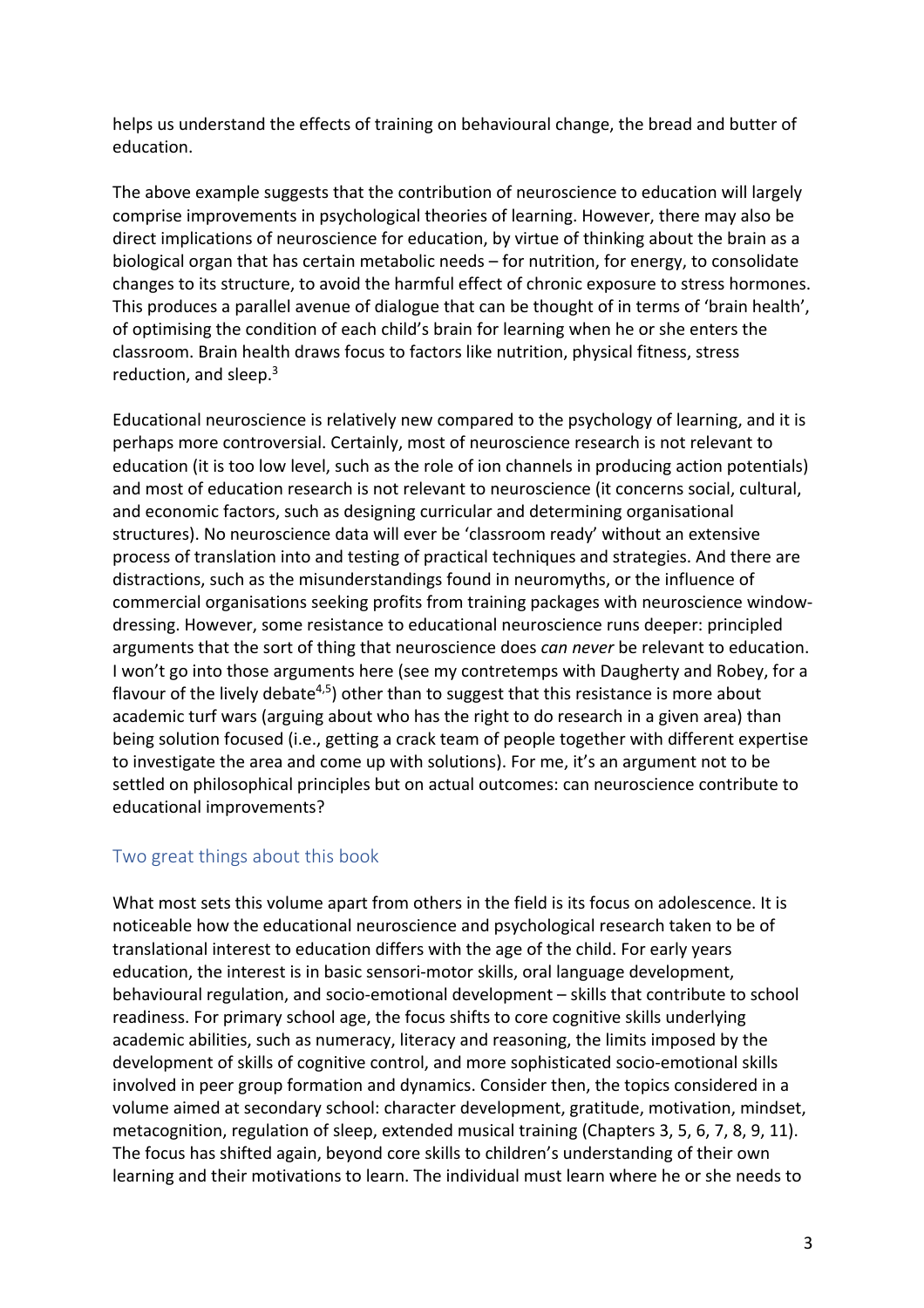helps us understand the effects of training on behavioural change, the bread and butter of education.

The above example suggests that the contribution of neuroscience to education will largely comprise improvements in psychological theories of learning. However, there may also be direct implications of neuroscience for education, by virtue of thinking about the brain as a biological organ that has certain metabolic needs – for nutrition, for energy, to consolidate changes to its structure, to avoid the harmful effect of chronic exposure to stress hormones. This produces a parallel avenue of dialogue that can be thought of in terms of 'brain health', of optimising the condition of each child's brain for learning when he or she enters the classroom. Brain health draws focus to factors like nutrition, physical fitness, stress reduction, and sleep.[3]

Educational neuroscience is relatively new compared to the psychology of learning, and it is perhaps more controversial. Certainly, most of neuroscience research is not relevant to education (it is too low level, such as the role of ion channels in producing action potentials) and most of education research is not relevant to neuroscience (it concerns social, cultural, and economic factors, such as designing curricular and determining organisational structures). No neuroscience data will ever be 'classroom ready' without an extensive process of translation into and testing of practical techniques and strategies. And there are distractions, such as the misunderstandings found in neuromyths, or the influence of commercial organisations seeking profits from training packages with neuroscience window-dressing. However, some resistance to educational neuroscience runs deeper: principled arguments that the sort of thing that neuroscience does *can never* be relevant to education. I won't go into those arguments here (see my contretemps with Daugherty and Robey, for a flavour of the lively debate[4,5]) other than to suggest that this resistance is more about academic turf wars (arguing about who has the right to do research in a given area) than being solution focused (i.e., getting a crack team of people together with different expertise to investigate the area and come up with solutions). For me, it's an argument not to be settled on philosophical principles but on actual outcomes: can neuroscience contribute to educational improvements?

## Two great things about this book

What most sets this volume apart from others in the field is its focus on adolescence. It is noticeable how the educational neuroscience and psychological research taken to be of translational interest to education differs with the age of the child. For early years education, the interest is in basic sensori-motor skills, oral language development, behavioural regulation, and socio-emotional development – skills that contribute to school readiness. For primary school age, the focus shifts to core cognitive skills underlying academic abilities, such as numeracy, literacy and reasoning, the limits imposed by the development of skills of cognitive control, and more sophisticated socio-emotional skills involved in peer group formation and dynamics. Consider then, the topics considered in a volume aimed at secondary school: character development, gratitude, motivation, mindset, metacognition, regulation of sleep, extended musical training (Chapters 3, 5, 6, 7, 8, 9, 11). The focus has shifted again, beyond core skills to children's understanding of their own learning and their motivations to learn. The individual must learn where he or she needs to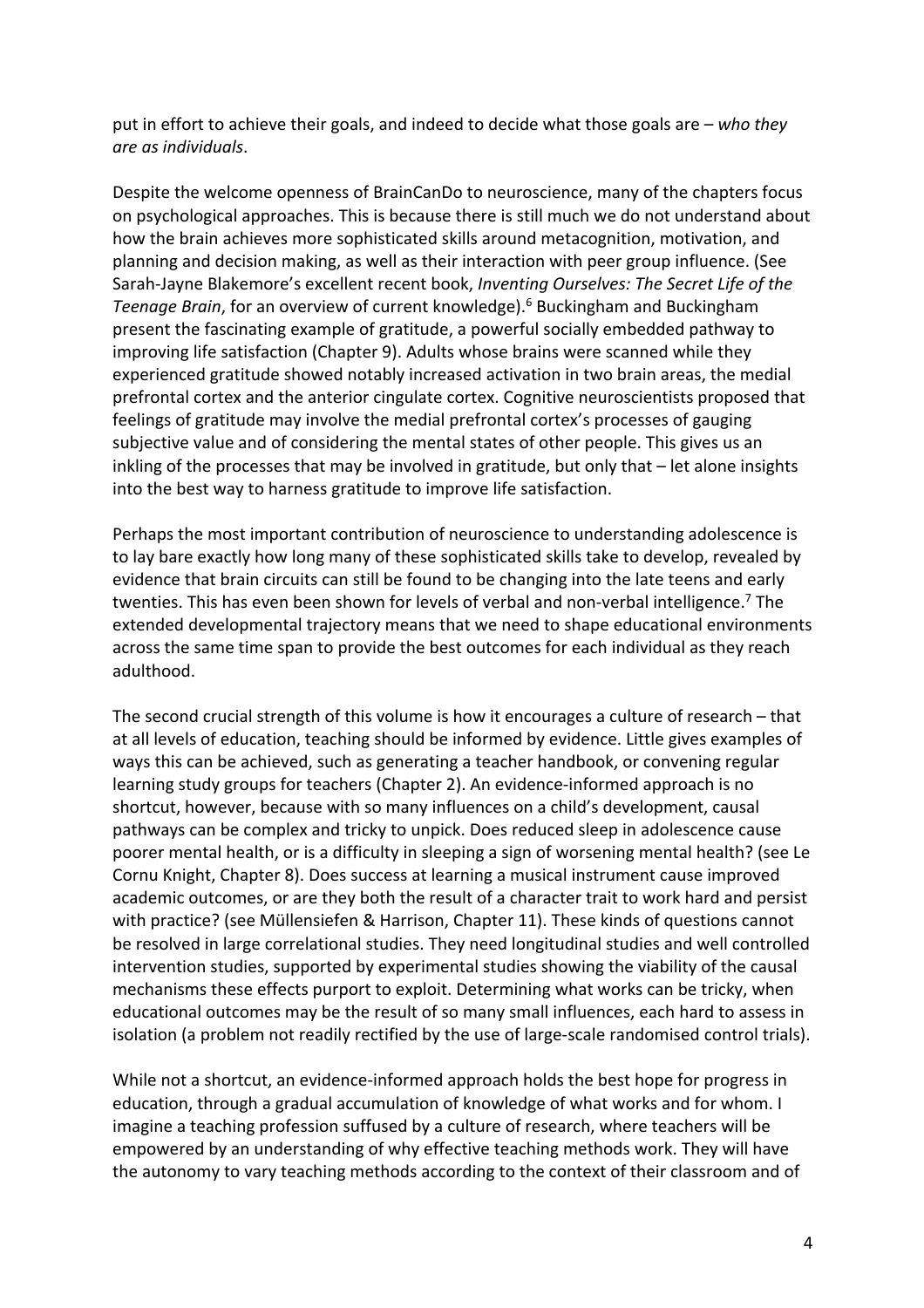put in effort to achieve their goals, and indeed to decide what those goals are – *who they are as individuals*.

Despite the welcome openness of BrainCanDo to neuroscience, many of the chapters focus on psychological approaches. This is because there is still much we do not understand about how the brain achieves more sophisticated skills around metacognition, motivation, and planning and decision making, as well as their interaction with peer group influence. (See Sarah-Jayne Blakemore's excellent recent book, *Inventing Ourselves: The Secret Life of the Teenage Brain*, for an overview of current knowledge).[6] Buckingham and Buckingham present the fascinating example of gratitude, a powerful socially embedded pathway to improving life satisfaction (Chapter 9). Adults whose brains were scanned while they experienced gratitude showed notably increased activation in two brain areas, the medial prefrontal cortex and the anterior cingulate cortex. Cognitive neuroscientists proposed that feelings of gratitude may involve the medial prefrontal cortex's processes of gauging subjective value and of considering the mental states of other people. This gives us an inkling of the processes that may be involved in gratitude, but only that – let alone insights into the best way to harness gratitude to improve life satisfaction.

Perhaps the most important contribution of neuroscience to understanding adolescence is to lay bare exactly how long many of these sophisticated skills take to develop, revealed by evidence that brain circuits can still be found to be changing into the late teens and early twenties. This has even been shown for levels of verbal and non-verbal intelligence.[7] The extended developmental trajectory means that we need to shape educational environments across the same time span to provide the best outcomes for each individual as they reach adulthood.

The second crucial strength of this volume is how it encourages a culture of research – that at all levels of education, teaching should be informed by evidence. Little gives examples of ways this can be achieved, such as generating a teacher handbook, or convening regular learning study groups for teachers (Chapter 2). An evidence-informed approach is no shortcut, however, because with so many influences on a child's development, causal pathways can be complex and tricky to unpick. Does reduced sleep in adolescence cause poorer mental health, or is a difficulty in sleeping a sign of worsening mental health? (see Le Cornu Knight, Chapter 8). Does success at learning a musical instrument cause improved academic outcomes, or are they both the result of a character trait to work hard and persist with practice? (see Müllensiefen & Harrison, Chapter 11). These kinds of questions cannot be resolved in large correlational studies. They need longitudinal studies and well controlled intervention studies, supported by experimental studies showing the viability of the causal mechanisms these effects purport to exploit. Determining what works can be tricky, when educational outcomes may be the result of so many small influences, each hard to assess in isolation (a problem not readily rectified by the use of large-scale randomised control trials).

While not a shortcut, an evidence-informed approach holds the best hope for progress in education, through a gradual accumulation of knowledge of what works and for whom. I imagine a teaching profession suffused by a culture of research, where teachers will be empowered by an understanding of why effective teaching methods work. They will have the autonomy to vary teaching methods according to the context of their classroom and of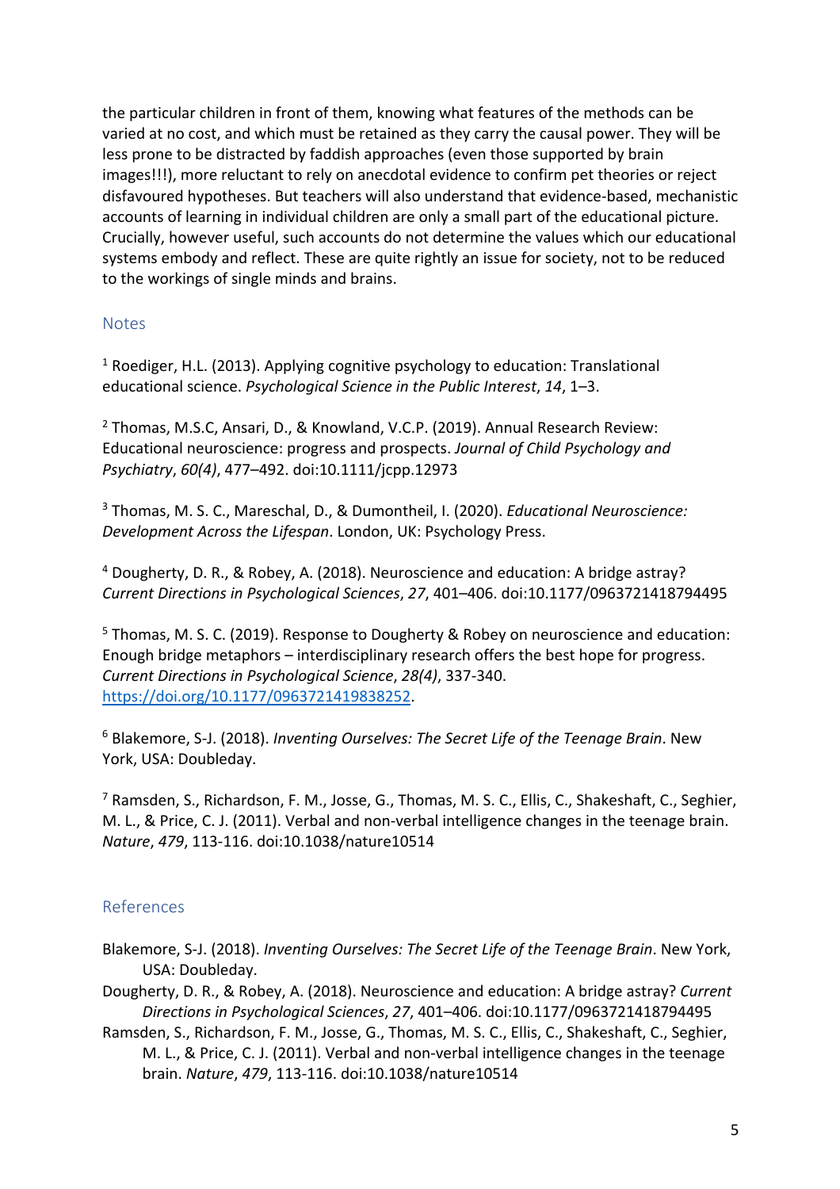the particular children in front of them, knowing what features of the methods can be varied at no cost, and which must be retained as they carry the causal power. They will be less prone to be distracted by faddish approaches (even those supported by brain images!!!), more reluctant to rely on anecdotal evidence to confirm pet theories or reject disfavoured hypotheses. But teachers will also understand that evidence-based, mechanistic accounts of learning in individual children are only a small part of the educational picture. Crucially, however useful, such accounts do not determine the values which our educational systems embody and reflect. These are quite rightly an issue for society, not to be reduced to the workings of single minds and brains.

## Notes

[1] Roediger, H.L. (2013). Applying cognitive psychology to education: Translational educational science. *Psychological Science in the Public Interest*, *14*, 1–3.

[2] Thomas, M.S.C, Ansari, D., & Knowland, V.C.P. (2019). Annual Research Review: Educational neuroscience: progress and prospects. *Journal of Child Psychology and Psychiatry*, *60(4)*, 477–492. doi:10.1111/jcpp.12973

[3] Thomas, M. S. C., Mareschal, D., & Dumontheil, I. (2020). *Educational Neuroscience: Development Across the Lifespan*. London, UK: Psychology Press.

[4] Dougherty, D. R., & Robey, A. (2018). Neuroscience and education: A bridge astray? *Current Directions in Psychological Sciences*, *27*, 401–406. doi:10.1177/0963721418794495

[5] Thomas, M. S. C. (2019). Response to Dougherty & Robey on neuroscience and education: Enough bridge metaphors – interdisciplinary research offers the best hope for progress. *Current Directions in Psychological Science*, *28(4)*, 337-340. https://doi.org/10.1177/0963721419838252.

[6] Blakemore, S-J. (2018). *Inventing Ourselves: The Secret Life of the Teenage Brain*. New York, USA: Doubleday.

[7] Ramsden, S., Richardson, F. M., Josse, G., Thomas, M. S. C., Ellis, C., Shakeshaft, C., Seghier, M. L., & Price, C. J. (2011). Verbal and non-verbal intelligence changes in the teenage brain. *Nature*, *479*, 113-116. doi:10.1038/nature10514

## References

Blakemore, S-J. (2018). *Inventing Ourselves: The Secret Life of the Teenage Brain*. New York, USA: Doubleday.

Dougherty, D. R., & Robey, A. (2018). Neuroscience and education: A bridge astray? *Current Directions in Psychological Sciences*, *27*, 401–406. doi:10.1177/0963721418794495

Ramsden, S., Richardson, F. M., Josse, G., Thomas, M. S. C., Ellis, C., Shakeshaft, C., Seghier, M. L., & Price, C. J. (2011). Verbal and non-verbal intelligence changes in the teenage brain. *Nature*, *479*, 113-116. doi:10.1038/nature10514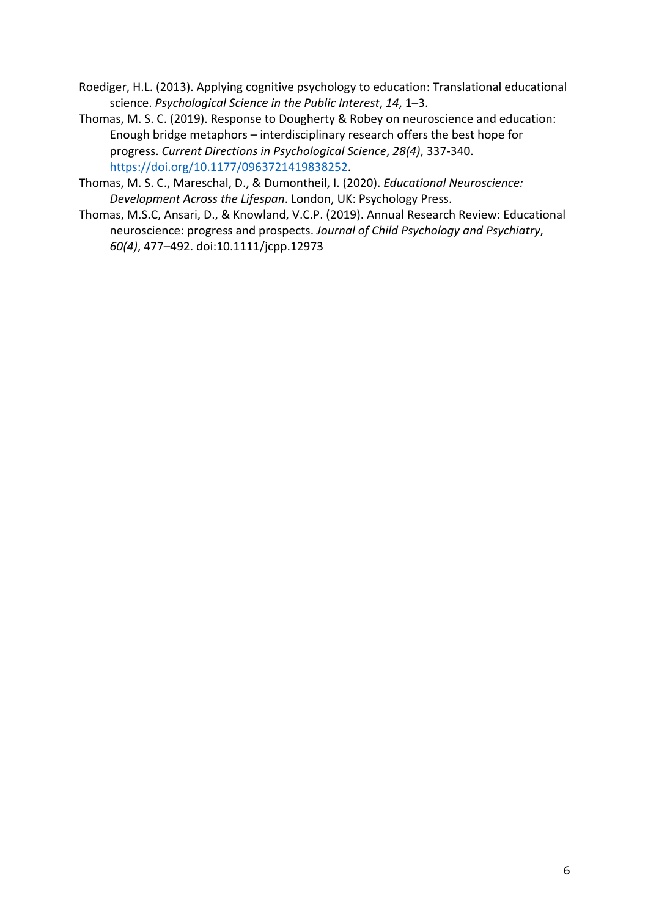Roediger, H.L. (2013). Applying cognitive psychology to education: Translational educational science. *Psychological Science in the Public Interest*, *14*, 1–3.

Thomas, M. S. C. (2019). Response to Dougherty & Robey on neuroscience and education: Enough bridge metaphors – interdisciplinary research offers the best hope for progress. *Current Directions in Psychological Science*, *28(4)*, 337-340. https://doi.org/10.1177/0963721419838252.

Thomas, M. S. C., Mareschal, D., & Dumontheil, I. (2020). *Educational Neuroscience: Development Across the Lifespan*. London, UK: Psychology Press.

Thomas, M.S.C, Ansari, D., & Knowland, V.C.P. (2019). Annual Research Review: Educational neuroscience: progress and prospects. *Journal of Child Psychology and Psychiatry*, *60(4)*, 477–492. doi:10.1111/jcpp.12973